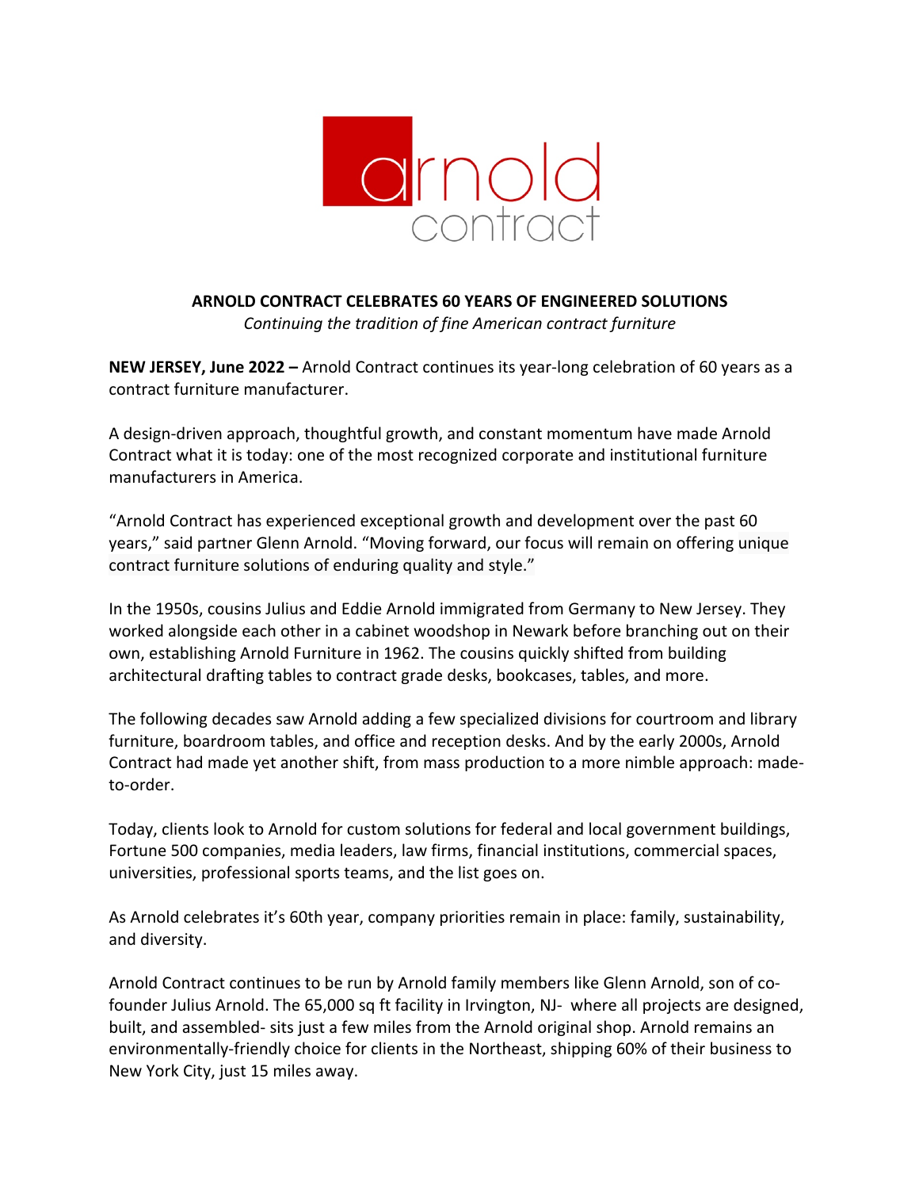**ARNOLD CONTRACT CELEBRATES 60 YEARS OF ENGINEERED SOLUTIONS**

*Continuing the tradition of fine American contract furniture*

**NEW JERSEY, June 2022 –** Arnold Contract continues its year-long celebration of 60 years as a contract furniture manufacturer.

A design-driven approach, thoughtful growth, and constant momentum have made Arnold Contract what it is today: one of the most recognized corporate and institutional furniture manufacturers in America.

"Arnold Contract has experienced exceptional growth and development over the past 60 years," said partner Glenn Arnold. "Moving forward, our focus will remain on offering unique contract furniture solutions of enduring quality and style."

In the 1950s, cousins Julius and Eddie Arnold immigrated from Germany to New Jersey. They worked alongside each other in a cabinet woodshop in Newark before branching out on their own, establishing Arnold Furniture in 1962. The cousins quickly shifted from building architectural drafting tables to contract grade desks, bookcases, tables, and more.

The following decades saw Arnold adding a few specialized divisions for courtroom and library furniture, boardroom tables, and office and reception desks. And by the early 2000s, Arnold Contract had made yet another shift, from mass production to a more nimble approach: made-to-order.

Today, clients look to Arnold for custom solutions for federal and local government buildings, Fortune 500 companies, media leaders, law firms, financial institutions, commercial spaces, universities, professional sports teams, and the list goes on.

As Arnold celebrates it's 60th year, company priorities remain in place: family, sustainability, and diversity.

Arnold Contract continues to be run by Arnold family members like Glenn Arnold, son of co-founder Julius Arnold. The 65,000 sq ft facility in Irvington, NJ- where all projects are designed, built, and assembled- sits just a few miles from the Arnold original shop. Arnold remains an environmentally-friendly choice for clients in the Northeast, shipping 60% of their business to New York City, just 15 miles away.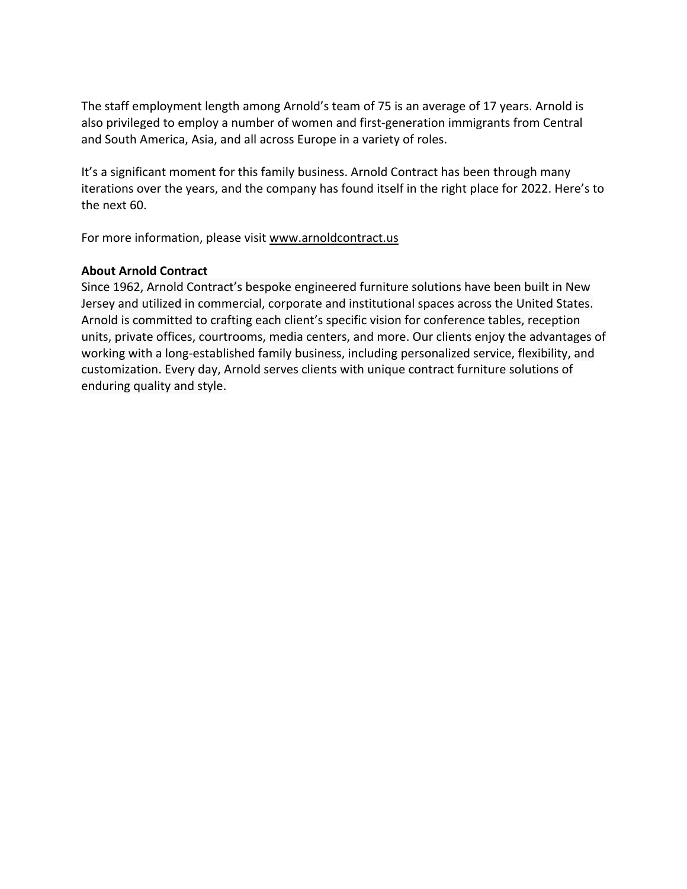The staff employment length among Arnold's team of 75 is an average of 17 years. Arnold is also privileged to employ a number of women and first-generation immigrants from Central and South America, Asia, and all across Europe in a variety of roles.

It's a significant moment for this family business. Arnold Contract has been through many iterations over the years, and the company has found itself in the right place for 2022. Here's to the next 60.

For more information, please visit www.arnoldcontract.us

**About Arnold Contract**

Since 1962, Arnold Contract's bespoke engineered furniture solutions have been built in New Jersey and utilized in commercial, corporate and institutional spaces across the United States. Arnold is committed to crafting each client's specific vision for conference tables, reception units, private offices, courtrooms, media centers, and more. Our clients enjoy the advantages of working with a long-established family business, including personalized service, flexibility, and customization. Every day, Arnold serves clients with unique contract furniture solutions of enduring quality and style.